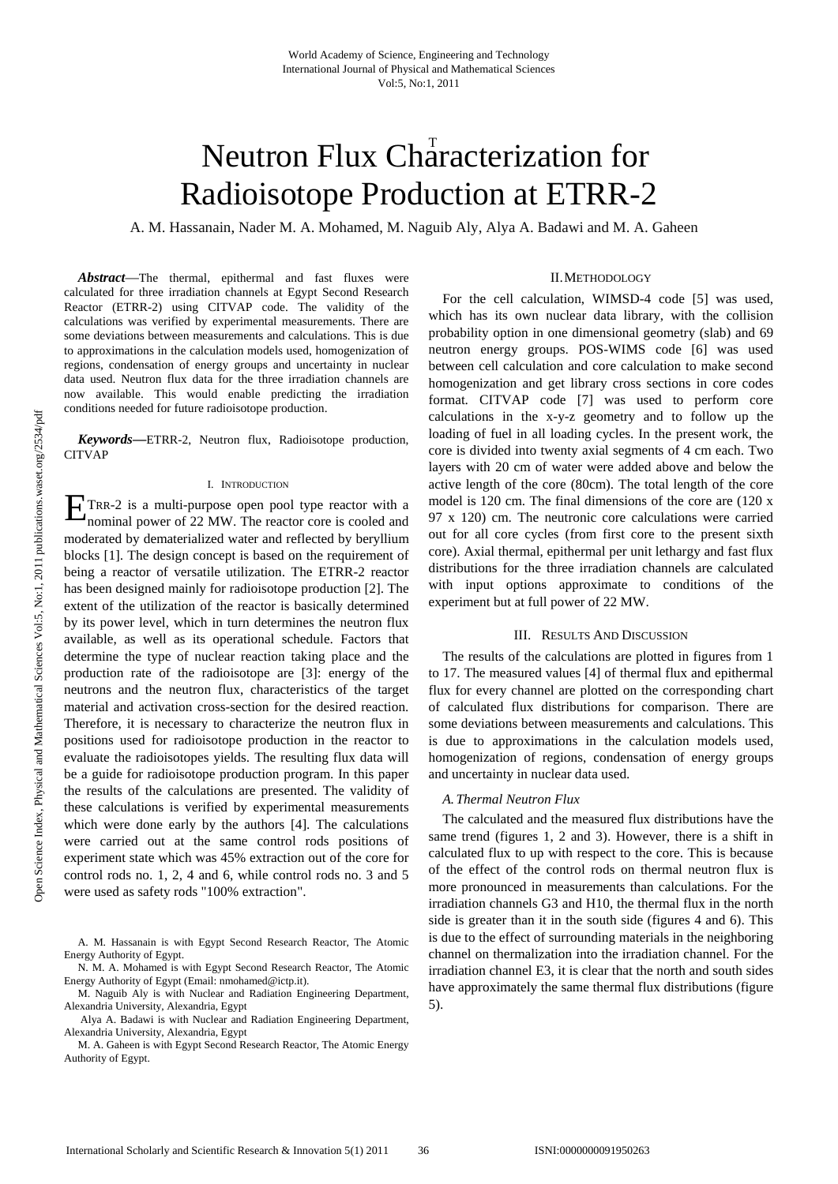# Neutron Flux Characterization for Radioisotope Production at ETRR-2

A. M. Hassanain, Nader M. A. Mohamed, M. Naguib Aly, Alya A. Badawi and M. A. Gaheen

***Abstract*****—**The thermal, epithermal and fast fluxes were calculated for three irradiation channels at Egypt Second Research Reactor (ETRR-2) using CITVAP code. The validity of the calculations was verified by experimental measurements. There are some deviations between measurements and calculations. This is due to approximations in the calculation models used, homogenization of regions, condensation of energy groups and uncertainty in nuclear data used. Neutron flux data for the three irradiation channels are now available. This would enable predicting the irradiation conditions needed for future radioisotope production.

***Keywords*****—**ETRR-2, Neutron flux, Radioisotope production, CITVAP

## I. Introduction

ETRR-2 is a multi-purpose open pool type reactor with a nominal power of 22 MW. The reactor core is cooled and moderated by dematerialized water and reflected by beryllium blocks [1]. The design concept is based on the requirement of being a reactor of versatile utilization. The ETRR-2 reactor has been designed mainly for radioisotope production [2]. The extent of the utilization of the reactor is basically determined by its power level, which in turn determines the neutron flux available, as well as its operational schedule. Factors that determine the type of nuclear reaction taking place and the production rate of the radioisotope are [3]: energy of the neutrons and the neutron flux, characteristics of the target material and activation cross-section for the desired reaction. Therefore, it is necessary to characterize the neutron flux in positions used for radioisotope production in the reactor to evaluate the radioisotopes yields. The resulting flux data will be a guide for radioisotope production program. In this paper the results of the calculations are presented. The validity of these calculations is verified by experimental measurements which were done early by the authors [4]. The calculations were carried out at the same control rods positions of experiment state which was 45% extraction out of the core for control rods no. 1, 2, 4 and 6, while control rods no. 3 and 5 were used as safety rods "100% extraction".

A. M. Hassanain is with Egypt Second Research Reactor, The Atomic Energy Authority of Egypt.

N. M. A. Mohamed is with Egypt Second Research Reactor, The Atomic Energy Authority of Egypt (Email: nmohamed@ictp.it).

M. Naguib Aly is with Nuclear and Radiation Engineering Department, Alexandria University, Alexandria, Egypt

Alya A. Badawi is with Nuclear and Radiation Engineering Department, Alexandria University, Alexandria, Egypt

M. A. Gaheen is with Egypt Second Research Reactor, The Atomic Energy Authority of Egypt.

## II. Methodology

For the cell calculation, WIMSD-4 code [5] was used, which has its own nuclear data library, with the collision probability option in one dimensional geometry (slab) and 69 neutron energy groups. POS-WIMS code [6] was used between cell calculation and core calculation to make second homogenization and get library cross sections in core codes format. CITVAP code [7] was used to perform core calculations in the x-y-z geometry and to follow up the loading of fuel in all loading cycles. In the present work, the core is divided into twenty axial segments of 4 cm each. Two layers with 20 cm of water were added above and below the active length of the core (80cm). The total length of the core model is 120 cm. The final dimensions of the core are (120 x 97 x 120) cm. The neutronic core calculations were carried out for all core cycles (from first core to the present sixth core). Axial thermal, epithermal per unit lethargy and fast flux distributions for the three irradiation channels are calculated with input options approximate to conditions of the experiment but at full power of 22 MW.

## III. Results And Discussion

The results of the calculations are plotted in figures from 1 to 17. The measured values [4] of thermal flux and epithermal flux for every channel are plotted on the corresponding chart of calculated flux distributions for comparison. There are some deviations between measurements and calculations. This is due to approximations in the calculation models used, homogenization of regions, condensation of energy groups and uncertainty in nuclear data used.

### *A. Thermal Neutron Flux*

The calculated and the measured flux distributions have the same trend (figures 1, 2 and 3). However, there is a shift in calculated flux to up with respect to the core. This is because of the effect of the control rods on thermal neutron flux is more pronounced in measurements than calculations. For the irradiation channels G3 and H10, the thermal flux in the north side is greater than it in the south side (figures 4 and 6). This is due to the effect of surrounding materials in the neighboring channel on thermalization into the irradiation channel. For the irradiation channel E3, it is clear that the north and south sides have approximately the same thermal flux distributions (figure 5).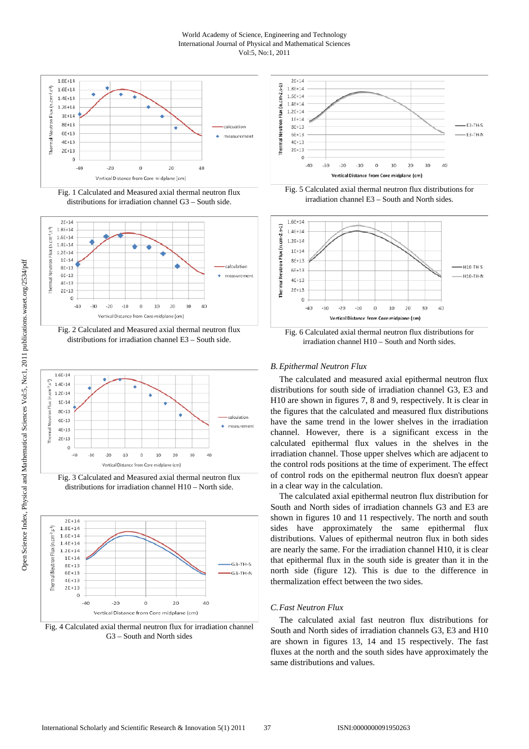Fig. 1 Calculated and Measured axial thermal neutron flux distributions for irradiation channel G3 – South side.

Fig. 2 Calculated and Measured axial thermal neutron flux distributions for irradiation channel E3 – South side.

Fig. 3 Calculated and Measured axial thermal neutron flux distributions for irradiation channel H10 – North side.

Fig. 4 Calculated axial thermal neutron flux for irradiation channel G3 – South and North sides

Fig. 5 Calculated axial thermal neutron flux distributions for irradiation channel E3 – South and North sides.

Fig. 6 Calculated axial thermal neutron flux distributions for irradiation channel H10 – South and North sides.

### *B. Epithermal Neutron Flux*

The calculated and measured axial epithermal neutron flux distributions for south side of irradiation channel G3, E3 and H10 are shown in figures 7, 8 and 9, respectively. It is clear in the figures that the calculated and measured flux distributions have the same trend in the lower shelves in the irradiation channel. However, there is a significant excess in the calculated epithermal flux values in the shelves in the irradiation channel. Those upper shelves which are adjacent to the control rods positions at the time of experiment. The effect of control rods on the epithermal neutron flux doesn't appear in a clear way in the calculation.

The calculated axial epithermal neutron flux distribution for South and North sides of irradiation channels G3 and E3 are shown in figures 10 and 11 respectively. The north and south sides have approximately the same epithermal flux distributions. Values of epithermal neutron flux in both sides are nearly the same. For the irradiation channel H10, it is clear that epithermal flux in the south side is greater than it in the north side (figure 12). This is due to the difference in thermalization effect between the two sides.

### *C. Fast Neutron Flux*

The calculated axial fast neutron flux distributions for South and North sides of irradiation channels G3, E3 and H10 are shown in figures 13, 14 and 15 respectively. The fast fluxes at the north and the south sides have approximately the same distributions and values.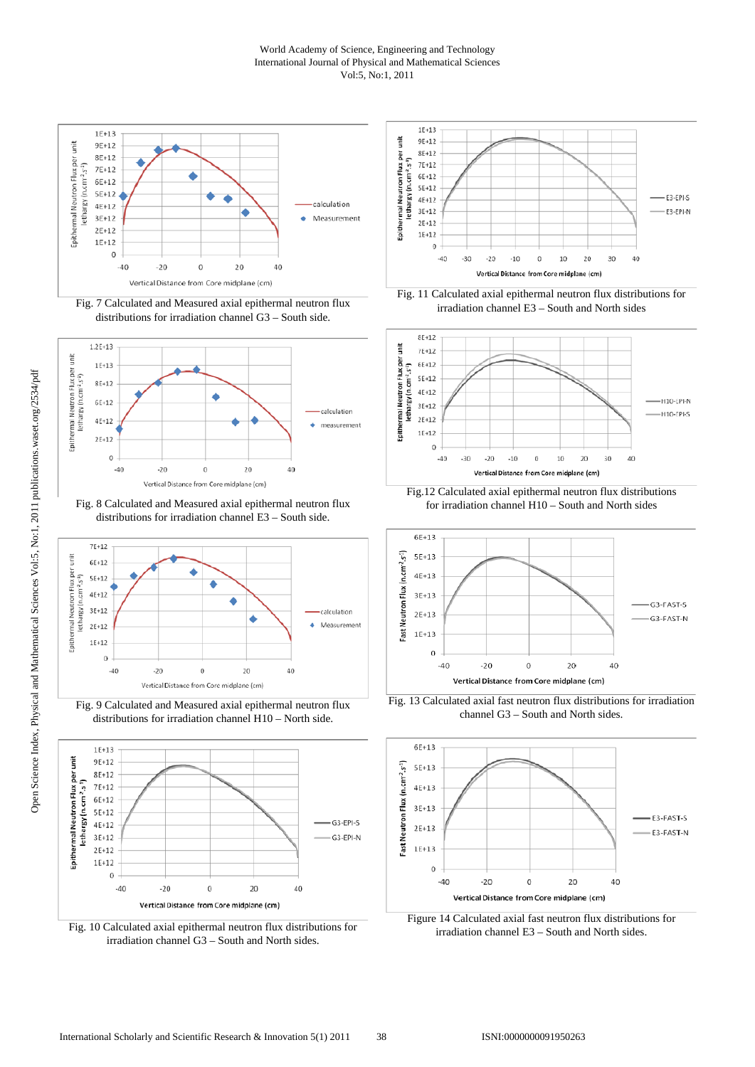Fig. 7 Calculated and Measured axial epithermal neutron flux distributions for irradiation channel G3 – South side.

Fig. 8 Calculated and Measured axial epithermal neutron flux distributions for irradiation channel E3 – South side.

Fig. 9 Calculated and Measured axial epithermal neutron flux distributions for irradiation channel H10 – North side.

Fig. 10 Calculated axial epithermal neutron flux distributions for irradiation channel G3 – South and North sides.

Fig. 11 Calculated axial epithermal neutron flux distributions for irradiation channel E3 – South and North sides

Fig.12 Calculated axial epithermal neutron flux distributions for irradiation channel H10 – South and North sides

Fig. 13 Calculated axial fast neutron flux distributions for irradiation channel G3 – South and North sides.

Figure 14 Calculated axial fast neutron flux distributions for irradiation channel E3 – South and North sides.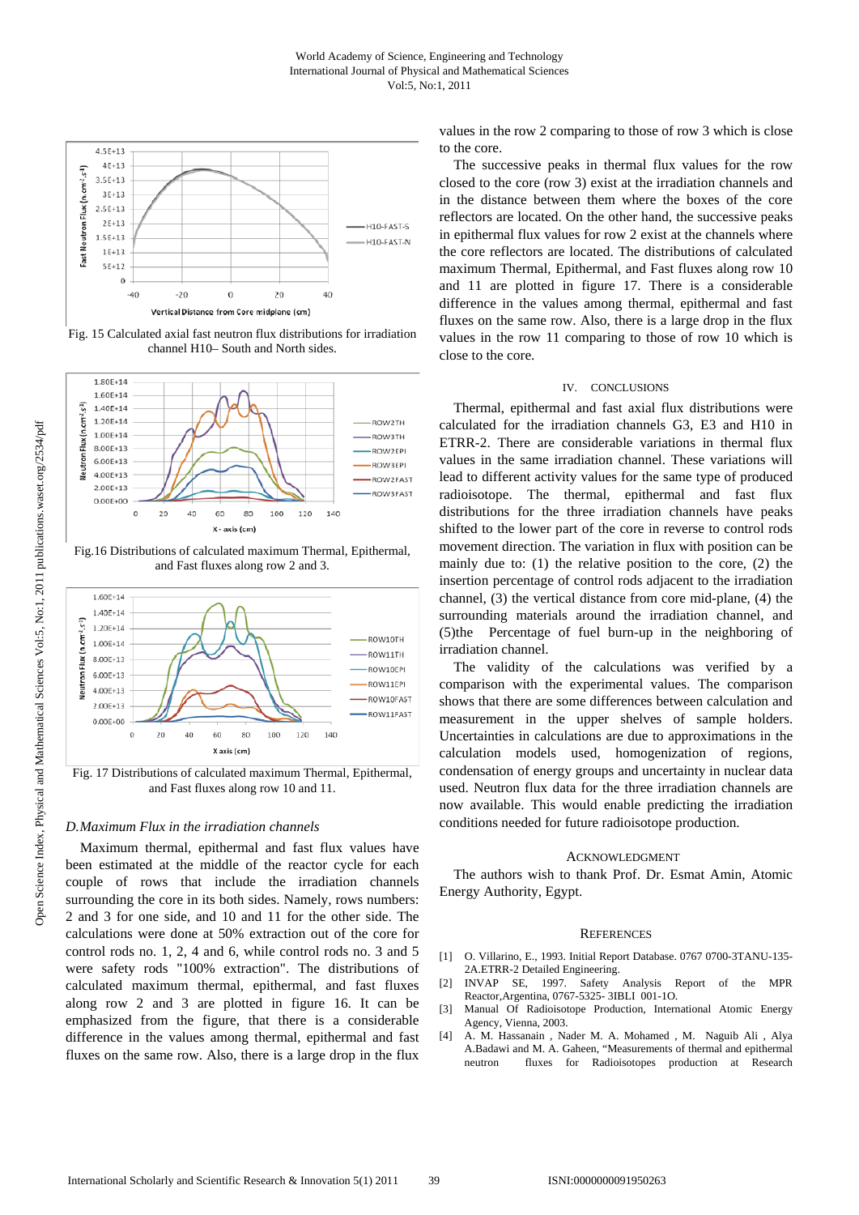Fig. 15 Calculated axial fast neutron flux distributions for irradiation channel H10– South and North sides.

Fig.16 Distributions of calculated maximum Thermal, Epithermal, and Fast fluxes along row 2 and 3.

Fig. 17 Distributions of calculated maximum Thermal, Epithermal, and Fast fluxes along row 10 and 11.

### *D. Maximum Flux in the irradiation channels*

Maximum thermal, epithermal and fast flux values have been estimated at the middle of the reactor cycle for each couple of rows that include the irradiation channels surrounding the core in its both sides. Namely, rows numbers: 2 and 3 for one side, and 10 and 11 for the other side. The calculations were done at 50% extraction out of the core for control rods no. 1, 2, 4 and 6, while control rods no. 3 and 5 were safety rods "100% extraction". The distributions of calculated maximum thermal, epithermal, and fast fluxes along row 2 and 3 are plotted in figure 16. It can be emphasized from the figure, that there is a considerable difference in the values among thermal, epithermal and fast fluxes on the same row. Also, there is a large drop in the flux values in the row 2 comparing to those of row 3 which is close to the core.

The successive peaks in thermal flux values for the row closed to the core (row 3) exist at the irradiation channels and in the distance between them where the boxes of the core reflectors are located. On the other hand, the successive peaks in epithermal flux values for row 2 exist at the channels where the core reflectors are located. The distributions of calculated maximum Thermal, Epithermal, and Fast fluxes along row 10 and 11 are plotted in figure 17. There is a considerable difference in the values among thermal, epithermal and fast fluxes on the same row. Also, there is a large drop in the flux values in the row 11 comparing to those of row 10 which is close to the core.

## IV. CONCLUSIONS

Thermal, epithermal and fast axial flux distributions were calculated for the irradiation channels G3, E3 and H10 in ETRR-2. There are considerable variations in thermal flux values in the same irradiation channel. These variations will lead to different activity values for the same type of produced radioisotope. The thermal, epithermal and fast flux distributions for the three irradiation channels have peaks shifted to the lower part of the core in reverse to control rods movement direction. The variation in flux with position can be mainly due to: (1) the relative position to the core, (2) the insertion percentage of control rods adjacent to the irradiation channel, (3) the vertical distance from core mid-plane, (4) the surrounding materials around the irradiation channel, and (5)the Percentage of fuel burn-up in the neighboring of irradiation channel.

The validity of the calculations was verified by a comparison with the experimental values. The comparison shows that there are some differences between calculation and measurement in the upper shelves of sample holders. Uncertainties in calculations are due to approximations in the calculation models used, homogenization of regions, condensation of energy groups and uncertainty in nuclear data used. Neutron flux data for the three irradiation channels are now available. This would enable predicting the irradiation conditions needed for future radioisotope production.

## ACKNOWLEDGMENT

The authors wish to thank Prof. Dr. Esmat Amin, Atomic Energy Authority, Egypt.

## REFERENCES

[1] O. Villarino, E., 1993. Initial Report Database. 0767 0700-3TANU-135-2A.ETRR-2 Detailed Engineering.

[2] INVAP SE, 1997. Safety Analysis Report of the MPR Reactor,Argentina, 0767-5325- 3IBLI 001-1O.

[3] Manual Of Radioisotope Production, International Atomic Energy Agency, Vienna, 2003.

[4] A. M. Hassanain , Nader M. A. Mohamed , M. Naguib Ali , Alya A.Badawi and M. A. Gaheen, "Measurements of thermal and epithermal neutron fluxes for Radioisotopes production at Research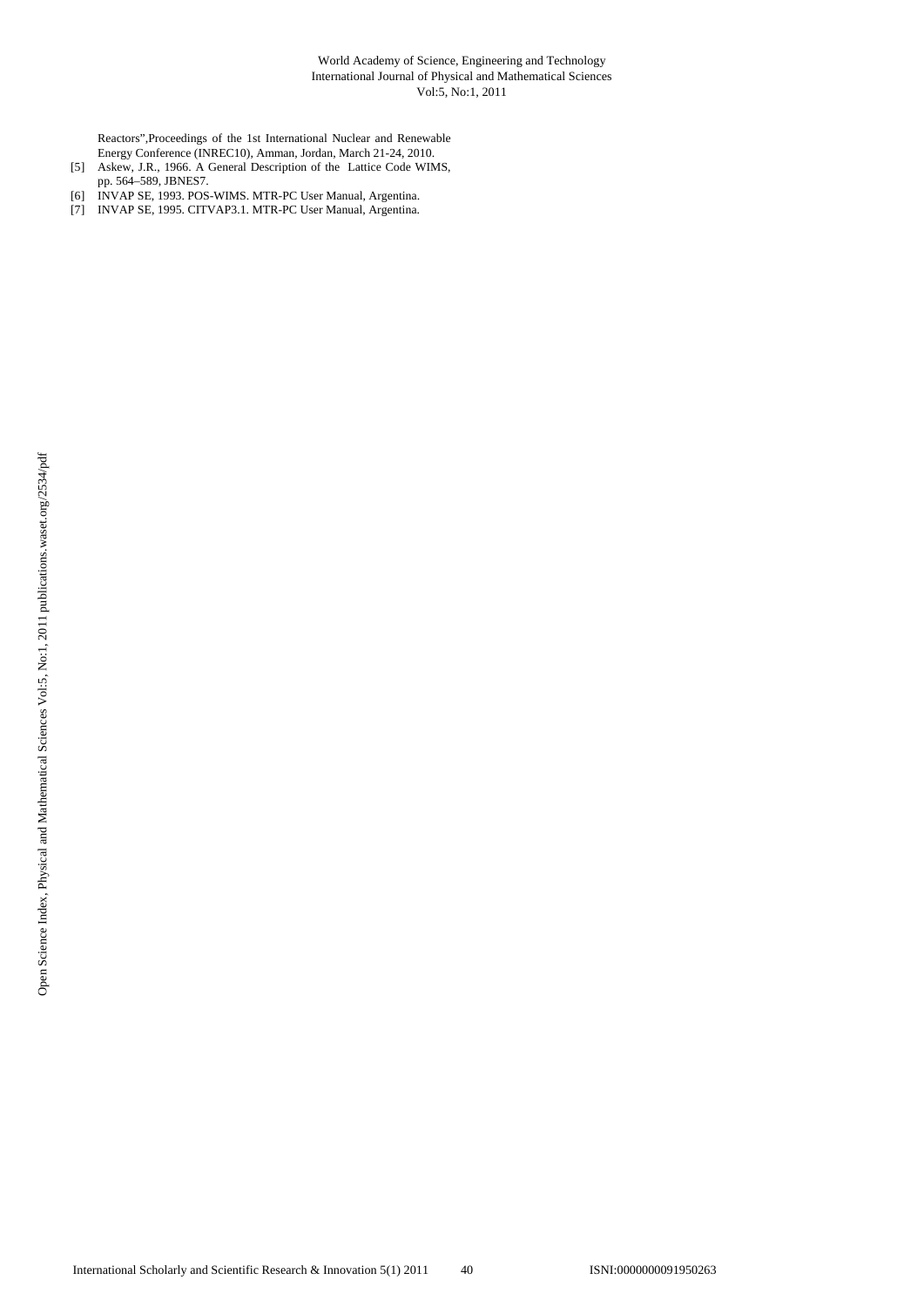Reactors",Proceedings of the 1st International Nuclear and Renewable Energy Conference (INREC10), Amman, Jordan, March 21-24, 2010.

[5] Askew, J.R., 1966. A General Description of the Lattice Code WIMS, pp. 564–589, JBNES7.

[6] INVAP SE, 1993. POS-WIMS. MTR-PC User Manual, Argentina.

[7] INVAP SE, 1995. CITVAP3.1. MTR-PC User Manual, Argentina.